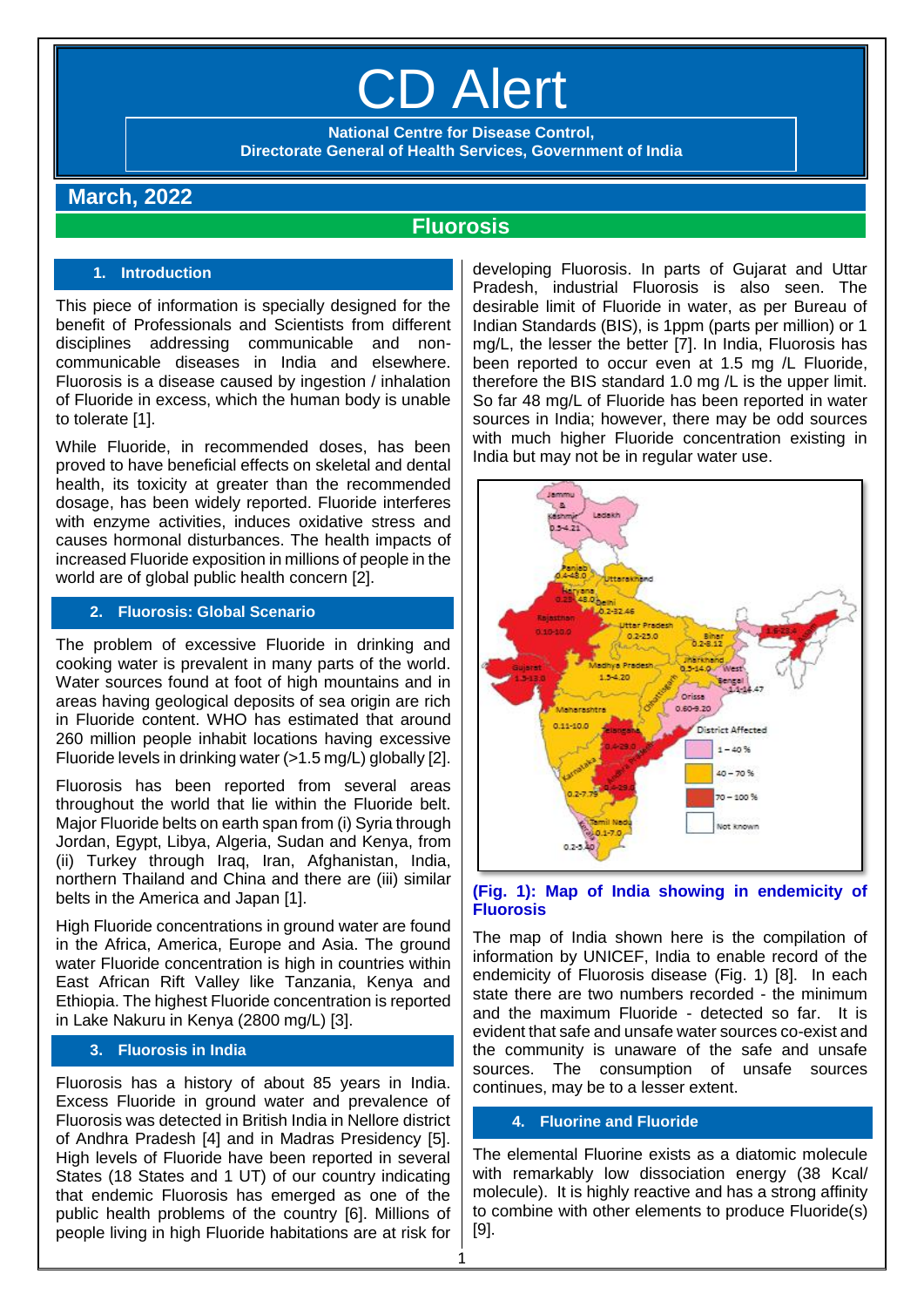# CD Alert

**National Centre for Disease Control,**
**Directorate General of Health Services, Government of India**

## March, 2022

## Fluorosis

### 1. Introduction

This piece of information is specially designed for the benefit of Professionals and Scientists from different disciplines addressing communicable and non-communicable diseases in India and elsewhere. Fluorosis is a disease caused by ingestion / inhalation of Fluoride in excess, which the human body is unable to tolerate [1].

While Fluoride, in recommended doses, has been proved to have beneficial effects on skeletal and dental health, its toxicity at greater than the recommended dosage, has been widely reported. Fluoride interferes with enzyme activities, induces oxidative stress and causes hormonal disturbances. The health impacts of increased Fluoride exposition in millions of people in the world are of global public health concern [2].

### 2. Fluorosis: Global Scenario

The problem of excessive Fluoride in drinking and cooking water is prevalent in many parts of the world. Water sources found at foot of high mountains and in areas having geological deposits of sea origin are rich in Fluoride content. WHO has estimated that around 260 million people inhabit locations having excessive Fluoride levels in drinking water (>1.5 mg/L) globally [2].

Fluorosis has been reported from several areas throughout the world that lie within the Fluoride belt. Major Fluoride belts on earth span from (i) Syria through Jordan, Egypt, Libya, Algeria, Sudan and Kenya, from (ii) Turkey through Iraq, Iran, Afghanistan, India, northern Thailand and China and there are (iii) similar belts in the America and Japan [1].

High Fluoride concentrations in ground water are found in the Africa, America, Europe and Asia. The ground water Fluoride concentration is high in countries within East African Rift Valley like Tanzania, Kenya and Ethiopia. The highest Fluoride concentration is reported in Lake Nakuru in Kenya (2800 mg/L) [3].

### 3. Fluorosis in India

Fluorosis has a history of about 85 years in India. Excess Fluoride in ground water and prevalence of Fluorosis was detected in British India in Nellore district of Andhra Pradesh [4] and in Madras Presidency [5]. High levels of Fluoride have been reported in several States (18 States and 1 UT) of our country indicating that endemic Fluorosis has emerged as one of the public health problems of the country [6]. Millions of people living in high Fluoride habitations are at risk for developing Fluorosis. In parts of Gujarat and Uttar Pradesh, industrial Fluorosis is also seen. The desirable limit of Fluoride in water, as per Bureau of Indian Standards (BIS), is 1ppm (parts per million) or 1 mg/L, the lesser the better [7]. In India, Fluorosis has been reported to occur even at 1.5 mg /L Fluoride, therefore the BIS standard 1.0 mg /L is the upper limit. So far 48 mg/L of Fluoride has been reported in water sources in India; however, there may be odd sources with much higher Fluoride concentration existing in India but may not be in regular water use.

**(Fig. 1): Map of India showing in endemicity of Fluorosis**

The map of India shown here is the compilation of information by UNICEF, India to enable record of the endemicity of Fluorosis disease (Fig. 1) [8]. In each state there are two numbers recorded - the minimum and the maximum Fluoride - detected so far. It is evident that safe and unsafe water sources co-exist and the community is unaware of the safe and unsafe sources. The consumption of unsafe sources continues, may be to a lesser extent.

### 4. Fluorine and Fluoride

The elemental Fluorine exists as a diatomic molecule with remarkably low dissociation energy (38 Kcal/ molecule). It is highly reactive and has a strong affinity to combine with other elements to produce Fluoride(s) [9].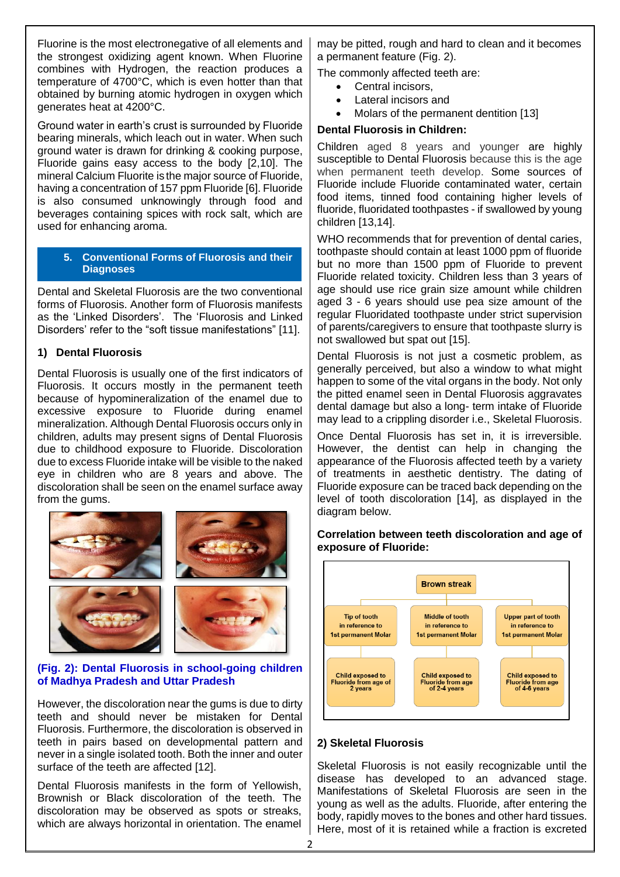Fluorine is the most electronegative of all elements and the strongest oxidizing agent known. When Fluorine combines with Hydrogen, the reaction produces a temperature of 4700°C, which is even hotter than that obtained by burning atomic hydrogen in oxygen which generates heat at 4200°C.

Ground water in earth's crust is surrounded by Fluoride bearing minerals, which leach out in water. When such ground water is drawn for drinking & cooking purpose, Fluoride gains easy access to the body [2,10]. The mineral Calcium Fluorite is the major source of Fluoride, having a concentration of 157 ppm Fluoride [6]. Fluoride is also consumed unknowingly through food and beverages containing spices with rock salt, which are used for enhancing aroma.

## 5. Conventional Forms of Fluorosis and their Diagnoses

Dental and Skeletal Fluorosis are the two conventional forms of Fluorosis. Another form of Fluorosis manifests as the 'Linked Disorders'. The 'Fluorosis and Linked Disorders' refer to the "soft tissue manifestations" [11].

### 1) Dental Fluorosis

Dental Fluorosis is usually one of the first indicators of Fluorosis. It occurs mostly in the permanent teeth because of hypomineralization of the enamel due to excessive exposure to Fluoride during enamel mineralization. Although Dental Fluorosis occurs only in children, adults may present signs of Dental Fluorosis due to childhood exposure to Fluoride. Discoloration due to excess Fluoride intake will be visible to the naked eye in children who are 8 years and above. The discoloration shall be seen on the enamel surface away from the gums.

**(Fig. 2): Dental Fluorosis in school-going children of Madhya Pradesh and Uttar Pradesh**

However, the discoloration near the gums is due to dirty teeth and should never be mistaken for Dental Fluorosis. Furthermore, the discoloration is observed in teeth in pairs based on developmental pattern and never in a single isolated tooth. Both the inner and outer surface of the teeth are affected [12].

Dental Fluorosis manifests in the form of Yellowish, Brownish or Black discoloration of the teeth. The discoloration may be observed as spots or streaks, which are always horizontal in orientation. The enamel may be pitted, rough and hard to clean and it becomes a permanent feature (Fig. 2).

The commonly affected teeth are:

- Central incisors,
- Lateral incisors and
- Molars of the permanent dentition [13]

**Dental Fluorosis in Children:**

Children aged 8 years and younger are highly susceptible to Dental Fluorosis because this is the age when permanent teeth develop. Some sources of Fluoride include Fluoride contaminated water, certain food items, tinned food containing higher levels of fluoride, fluoridated toothpastes - if swallowed by young children [13,14].

WHO recommends that for prevention of dental caries, toothpaste should contain at least 1000 ppm of fluoride but no more than 1500 ppm of Fluoride to prevent Fluoride related toxicity. Children less than 3 years of age should use rice grain size amount while children aged 3 - 6 years should use pea size amount of the regular Fluoridated toothpaste under strict supervision of parents/caregivers to ensure that toothpaste slurry is not swallowed but spat out [15].

Dental Fluorosis is not just a cosmetic problem, as generally perceived, but also a window to what might happen to some of the vital organs in the body. Not only the pitted enamel seen in Dental Fluorosis aggravates dental damage but also a long- term intake of Fluoride may lead to a crippling disorder i.e., Skeletal Fluorosis.

Once Dental Fluorosis has set in, it is irreversible. However, the dentist can help in changing the appearance of the Fluorosis affected teeth by a variety of treatments in aesthetic dentistry. The dating of Fluoride exposure can be traced back depending on the level of tooth discoloration [14], as displayed in the diagram below.

**Correlation between teeth discoloration and age of exposure of Fluoride:**

Brown streak

| Tip of tooth in reference to 1st permanent Molar | Middle of tooth in reference to 1st permanent Molar | Upper part of tooth in reference to 1st permanent Molar |
|---|---|---|
| Child exposed to Fluoride from age of 2 years | Child exposed to Fluoride from age of 2-4 years | Child exposed to Fluoride from age of 4-6 years |

### 2) Skeletal Fluorosis

Skeletal Fluorosis is not easily recognizable until the disease has developed to an advanced stage. Manifestations of Skeletal Fluorosis are seen in the young as well as the adults. Fluoride, after entering the body, rapidly moves to the bones and other hard tissues. Here, most of it is retained while a fraction is excreted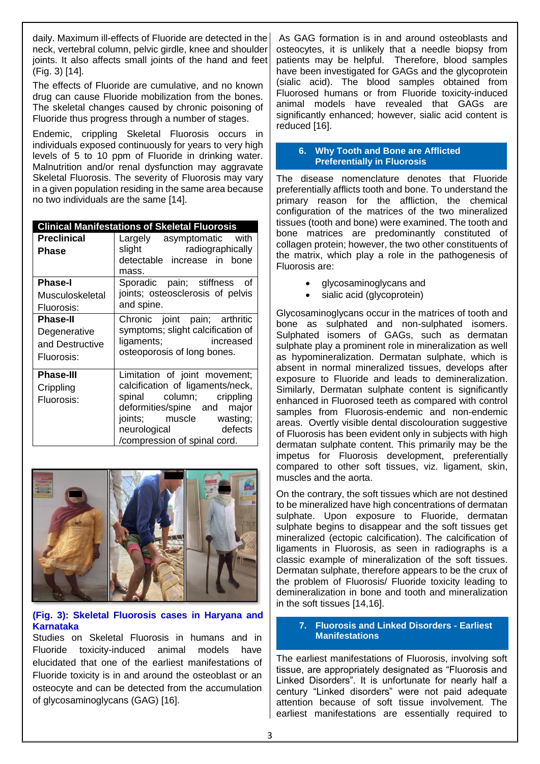daily. Maximum ill-effects of Fluoride are detected in the neck, vertebral column, pelvic girdle, knee and shoulder joints. It also affects small joints of the hand and feet (Fig. 3) [14].

The effects of Fluoride are cumulative, and no known drug can cause Fluoride mobilization from the bones. The skeletal changes caused by chronic poisoning of Fluoride thus progress through a number of stages.

Endemic, crippling Skeletal Fluorosis occurs in individuals exposed continuously for years to very high levels of 5 to 10 ppm of Fluoride in drinking water. Malnutrition and/or renal dysfunction may aggravate Skeletal Fluorosis. The severity of Fluorosis may vary in a given population residing in the same area because no two individuals are the same [14].

| Clinical Manifestations of Skeletal Fluorosis | |
|---|---|
| **Preclinical Phase** | Largely asymptomatic with slight radiographically detectable increase in bone mass. |
| **Phase-I** Musculoskeletal Fluorosis: | Sporadic pain; stiffness of joints; osteosclerosis of pelvis and spine. |
| **Phase-II** Degenerative and Destructive Fluorosis: | Chronic joint pain; arthritic symptoms; slight calcification of ligaments; increased osteoporosis of long bones. |
| **Phase-III** Crippling Fluorosis: | Limitation of joint movement; calcification of ligaments/neck, spinal column; crippling deformities/spine and major joints; muscle wasting; neurological defects /compression of spinal cord. |

**(Fig. 3): Skeletal Fluorosis cases in Haryana and Karnataka**

Studies on Skeletal Fluorosis in humans and in Fluoride toxicity-induced animal models have elucidated that one of the earliest manifestations of Fluoride toxicity is in and around the osteoblast or an osteocyte and can be detected from the accumulation of glycosaminoglycans (GAG) [16].

As GAG formation is in and around osteoblasts and osteocytes, it is unlikely that a needle biopsy from patients may be helpful. Therefore, blood samples have been investigated for GAGs and the glycoprotein (sialic acid). The blood samples obtained from Fluorosed humans or from Fluoride toxicity-induced animal models have revealed that GAGs are significantly enhanced; however, sialic acid content is reduced [16].

## 6. Why Tooth and Bone are Afflicted Preferentially in Fluorosis

The disease nomenclature denotes that Fluoride preferentially afflicts tooth and bone. To understand the primary reason for the affliction, the chemical configuration of the matrices of the two mineralized tissues (tooth and bone) were examined. The tooth and bone matrices are predominantly constituted of collagen protein; however, the two other constituents of the matrix, which play a role in the pathogenesis of Fluorosis are:

- glycosaminoglycans and
- sialic acid (glycoprotein)

Glycosaminoglycans occur in the matrices of tooth and bone as sulphated and non-sulphated isomers. Sulphated isomers of GAGs, such as dermatan sulphate play a prominent role in mineralization as well as hypomineralization. Dermatan sulphate, which is absent in normal mineralized tissues, develops after exposure to Fluoride and leads to demineralization. Similarly, Dermatan sulphate content is significantly enhanced in Fluorosed teeth as compared with control samples from Fluorosis-endemic and non-endemic areas. Overtly visible dental discolouration suggestive of Fluorosis has been evident only in subjects with high dermatan sulphate content. This primarily may be the impetus for Fluorosis development, preferentially compared to other soft tissues, viz. ligament, skin, muscles and the aorta.

On the contrary, the soft tissues which are not destined to be mineralized have high concentrations of dermatan sulphate. Upon exposure to Fluoride, dermatan sulphate begins to disappear and the soft tissues get mineralized (ectopic calcification). The calcification of ligaments in Fluorosis, as seen in radiographs is a classic example of mineralization of the soft tissues. Dermatan sulphate, therefore appears to be the crux of the problem of Fluorosis/ Fluoride toxicity leading to demineralization in bone and tooth and mineralization in the soft tissues [14,16].

## 7. Fluorosis and Linked Disorders - Earliest Manifestations

The earliest manifestations of Fluorosis, involving soft tissue, are appropriately designated as "Fluorosis and Linked Disorders". It is unfortunate for nearly half a century "Linked disorders" were not paid adequate attention because of soft tissue involvement. The earliest manifestations are essentially required to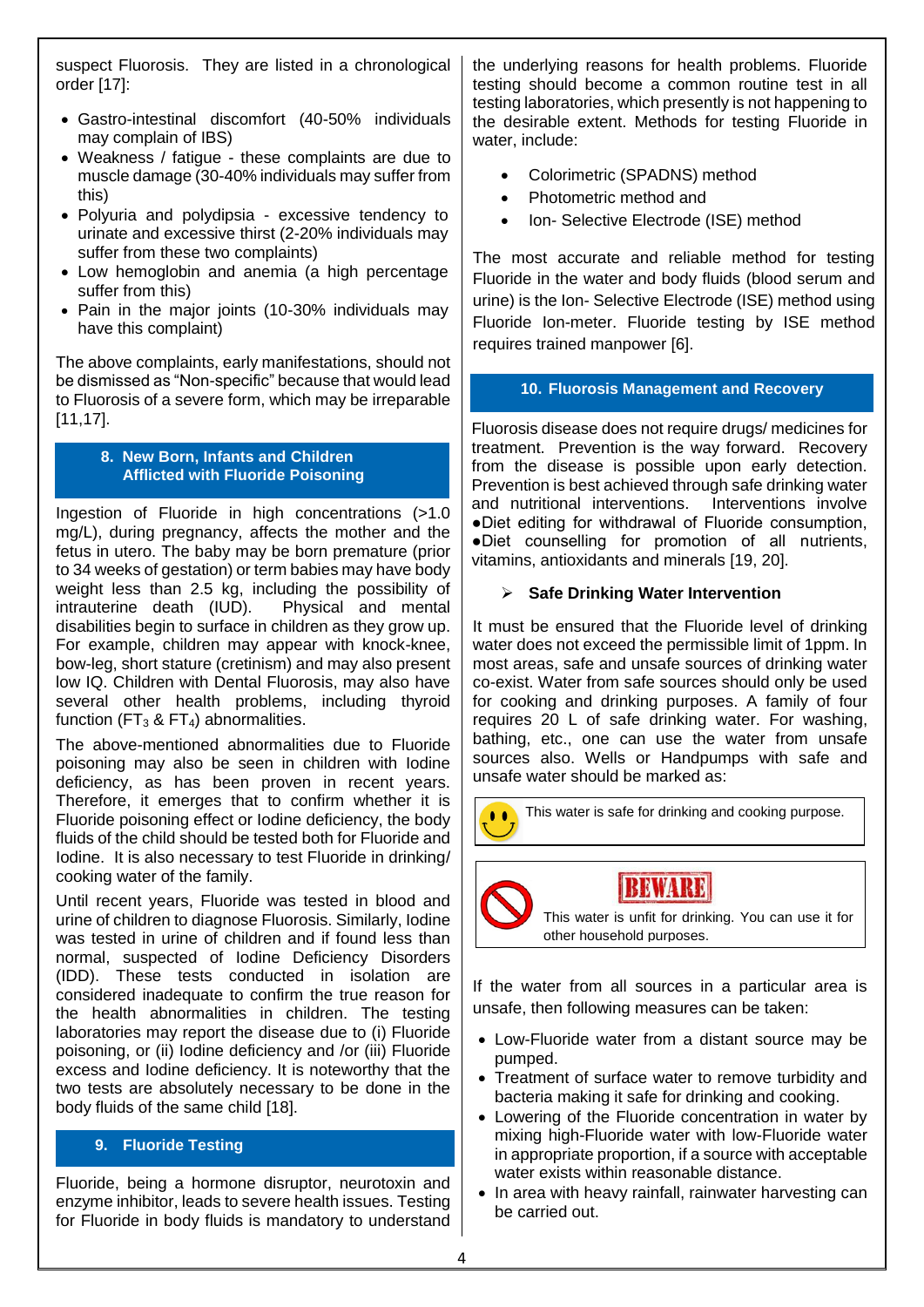suspect Fluorosis. They are listed in a chronological order [17]:

- Gastro-intestinal discomfort (40-50% individuals may complain of IBS)
- Weakness / fatigue - these complaints are due to muscle damage (30-40% individuals may suffer from this)
- Polyuria and polydipsia - excessive tendency to urinate and excessive thirst (2-20% individuals may suffer from these two complaints)
- Low hemoglobin and anemia (a high percentage suffer from this)
- Pain in the major joints (10-30% individuals may have this complaint)

The above complaints, early manifestations, should not be dismissed as "Non-specific" because that would lead to Fluorosis of a severe form, which may be irreparable [11,17].

## 8. New Born, Infants and Children Afflicted with Fluoride Poisoning

Ingestion of Fluoride in high concentrations (>1.0 mg/L), during pregnancy, affects the mother and the fetus in utero. The baby may be born premature (prior to 34 weeks of gestation) or term babies may have body weight less than 2.5 kg, including the possibility of intrauterine death (IUD). Physical and mental disabilities begin to surface in children as they grow up. For example, children may appear with knock-knee, bow-leg, short stature (cretinism) and may also present low IQ. Children with Dental Fluorosis, may also have several other health problems, including thyroid function ($FT_3$ & $FT_4$) abnormalities.

The above-mentioned abnormalities due to Fluoride poisoning may also be seen in children with Iodine deficiency, as has been proven in recent years. Therefore, it emerges that to confirm whether it is Fluoride poisoning effect or Iodine deficiency, the body fluids of the child should be tested both for Fluoride and Iodine. It is also necessary to test Fluoride in drinking/ cooking water of the family.

Until recent years, Fluoride was tested in blood and urine of children to diagnose Fluorosis. Similarly, Iodine was tested in urine of children and if found less than normal, suspected of Iodine Deficiency Disorders (IDD). These tests conducted in isolation are considered inadequate to confirm the true reason for the health abnormalities in children. The testing laboratories may report the disease due to (i) Fluoride poisoning, or (ii) Iodine deficiency and /or (iii) Fluoride excess and Iodine deficiency. It is noteworthy that the two tests are absolutely necessary to be done in the body fluids of the same child [18].

## 9. Fluoride Testing

Fluoride, being a hormone disruptor, neurotoxin and enzyme inhibitor, leads to severe health issues. Testing for Fluoride in body fluids is mandatory to understand the underlying reasons for health problems. Fluoride testing should become a common routine test in all testing laboratories, which presently is not happening to the desirable extent. Methods for testing Fluoride in water, include:

- Colorimetric (SPADNS) method
- Photometric method and
- Ion- Selective Electrode (ISE) method

The most accurate and reliable method for testing Fluoride in the water and body fluids (blood serum and urine) is the Ion- Selective Electrode (ISE) method using Fluoride Ion-meter. Fluoride testing by ISE method requires trained manpower [6].

## 10. Fluorosis Management and Recovery

Fluorosis disease does not require drugs/ medicines for treatment. Prevention is the way forward. Recovery from the disease is possible upon early detection. Prevention is best achieved through safe drinking water and nutritional interventions. Interventions involve ●Diet editing for withdrawal of Fluoride consumption, ●Diet counselling for promotion of all nutrients, vitamins, antioxidants and minerals [19, 20].

### Safe Drinking Water Intervention

It must be ensured that the Fluoride level of drinking water does not exceed the permissible limit of 1ppm. In most areas, safe and unsafe sources of drinking water co-exist. Water from safe sources should only be used for cooking and drinking purposes. A family of four requires 20 L of safe drinking water. For washing, bathing, etc., one can use the water from unsafe sources also. Wells or Handpumps with safe and unsafe water should be marked as:

This water is safe for drinking and cooking purpose.

BEWARE

This water is unfit for drinking. You can use it for other household purposes.

If the water from all sources in a particular area is unsafe, then following measures can be taken:

- Low-Fluoride water from a distant source may be pumped.
- Treatment of surface water to remove turbidity and bacteria making it safe for drinking and cooking.
- Lowering of the Fluoride concentration in water by mixing high-Fluoride water with low-Fluoride water in appropriate proportion, if a source with acceptable water exists within reasonable distance.
- In area with heavy rainfall, rainwater harvesting can be carried out.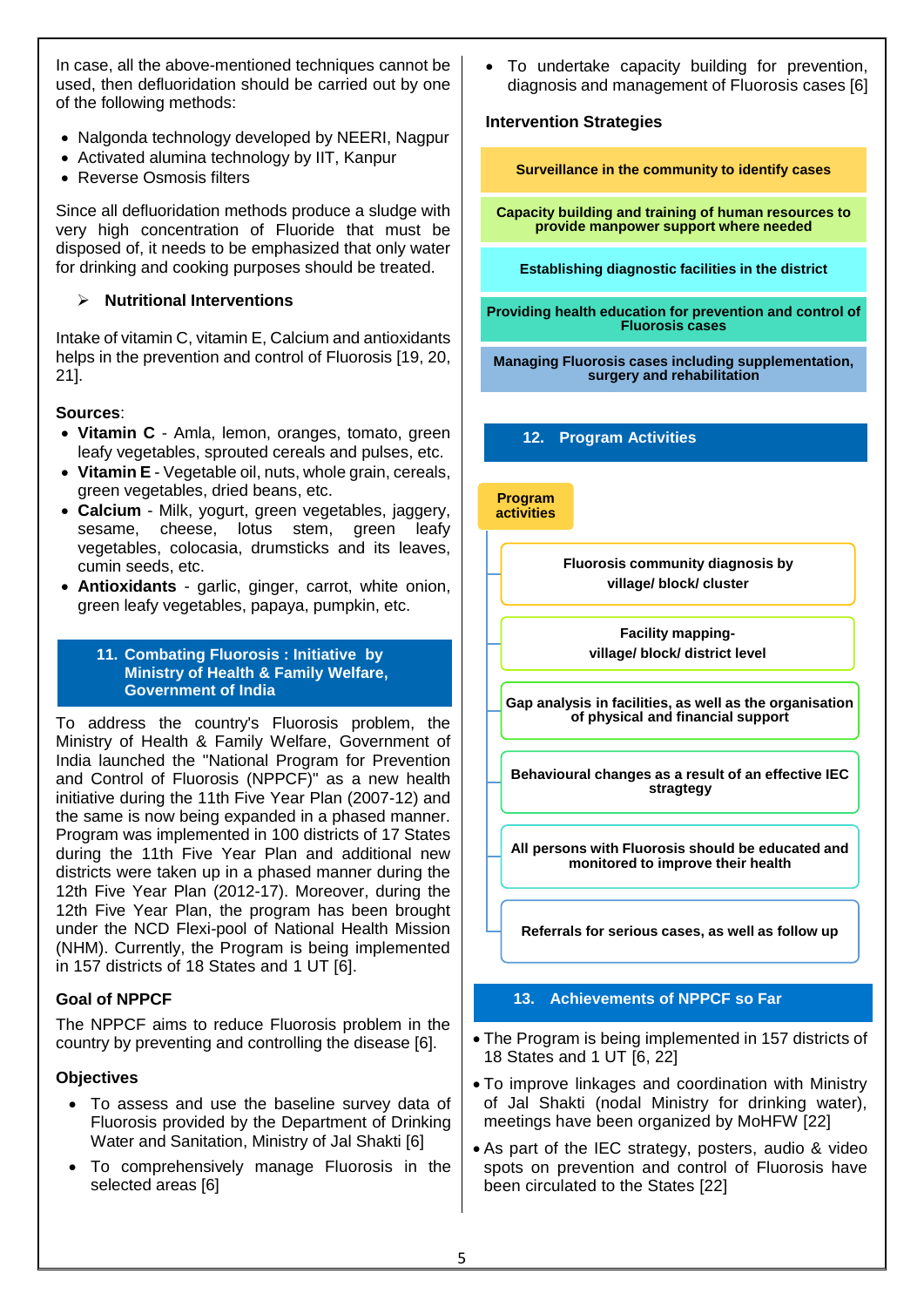In case, all the above-mentioned techniques cannot be used, then defluoridation should be carried out by one of the following methods:

- Nalgonda technology developed by NEERI, Nagpur
- Activated alumina technology by IIT, Kanpur
- Reverse Osmosis filters

Since all defluoridation methods produce a sludge with very high concentration of Fluoride that must be disposed of, it needs to be emphasized that only water for drinking and cooking purposes should be treated.

➢ **Nutritional Interventions**

Intake of vitamin C, vitamin E, Calcium and antioxidants helps in the prevention and control of Fluorosis [19, 20, 21].

**Sources**:

- **Vitamin C** - Amla, lemon, oranges, tomato, green leafy vegetables, sprouted cereals and pulses, etc.
- **Vitamin E** - Vegetable oil, nuts, whole grain, cereals, green vegetables, dried beans, etc.
- **Calcium** - Milk, yogurt, green vegetables, jaggery, sesame, cheese, lotus stem, green leafy vegetables, colocasia, drumsticks and its leaves, cumin seeds, etc.
- **Antioxidants** - garlic, ginger, carrot, white onion, green leafy vegetables, papaya, pumpkin, etc.

## 11. Combating Fluorosis : Initiative by Ministry of Health & Family Welfare, Government of India

To address the country's Fluorosis problem, the Ministry of Health & Family Welfare, Government of India launched the "National Program for Prevention and Control of Fluorosis (NPPCF)" as a new health initiative during the 11th Five Year Plan (2007-12) and the same is now being expanded in a phased manner. Program was implemented in 100 districts of 17 States during the 11th Five Year Plan and additional new districts were taken up in a phased manner during the 12th Five Year Plan (2012-17). Moreover, during the 12th Five Year Plan, the program has been brought under the NCD Flexi-pool of National Health Mission (NHM). Currently, the Program is being implemented in 157 districts of 18 States and 1 UT [6].

**Goal of NPPCF**

The NPPCF aims to reduce Fluorosis problem in the country by preventing and controlling the disease [6].

**Objectives**

- To assess and use the baseline survey data of Fluorosis provided by the Department of Drinking Water and Sanitation, Ministry of Jal Shakti [6]
- To comprehensively manage Fluorosis in the selected areas [6]
- To undertake capacity building for prevention, diagnosis and management of Fluorosis cases [6]

**Intervention Strategies**

- Surveillance in the community to identify cases
- Capacity building and training of human resources to provide manpower support where needed
- Establishing diagnostic facilities in the district
- Providing health education for prevention and control of Fluorosis cases
- Managing Fluorosis cases including supplementation, surgery and rehabilitation

## 12. Program Activities

**Program activities**

- Fluorosis community diagnosis by village/ block/ cluster
- Facility mapping- village/ block/ district level
- Gap analysis in facilities, as well as the organisation of physical and financial support
- Behavioural changes as a result of an effective IEC stragtegy
- All persons with Fluorosis should be educated and monitored to improve their health
- Referrals for serious cases, as well as follow up

## 13. Achievements of NPPCF so Far

- The Program is being implemented in 157 districts of 18 States and 1 UT [6, 22]
- To improve linkages and coordination with Ministry of Jal Shakti (nodal Ministry for drinking water), meetings have been organized by MoHFW [22]
- As part of the IEC strategy, posters, audio & video spots on prevention and control of Fluorosis have been circulated to the States [22]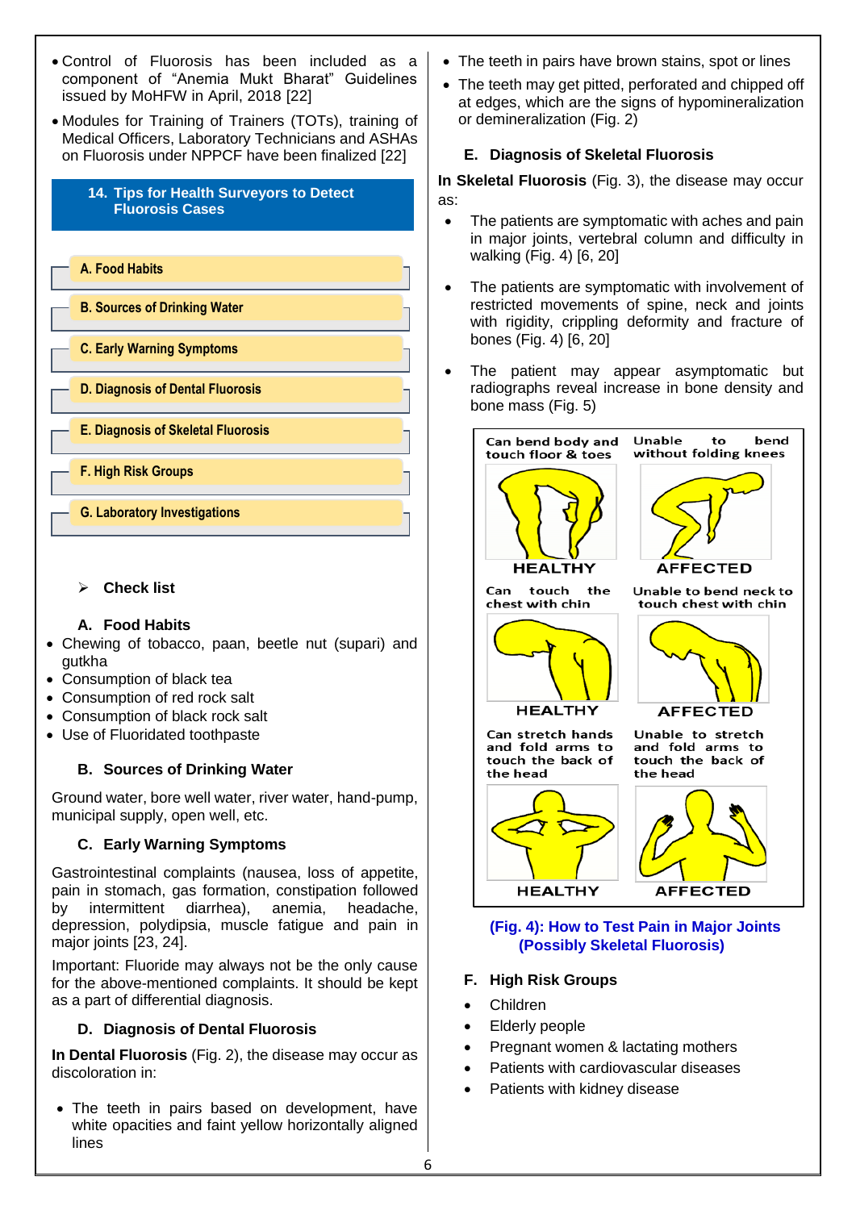- Control of Fluorosis has been included as a component of "Anemia Mukt Bharat" Guidelines issued by MoHFW in April, 2018 [22]
- Modules for Training of Trainers (TOTs), training of Medical Officers, Laboratory Technicians and ASHAs on Fluorosis under NPPCF have been finalized [22]

## 14. Tips for Health Surveyors to Detect Fluorosis Cases

- A. Food Habits
- B. Sources of Drinking Water
- C. Early Warning Symptoms
- D. Diagnosis of Dental Fluorosis
- E. Diagnosis of Skeletal Fluorosis
- F. High Risk Groups
- G. Laboratory Investigations

➢ **Check list**

### A. Food Habits

- Chewing of tobacco, paan, beetle nut (supari) and gutkha
- Consumption of black tea
- Consumption of red rock salt
- Consumption of black rock salt
- Use of Fluoridated toothpaste

### B. Sources of Drinking Water

Ground water, bore well water, river water, hand-pump, municipal supply, open well, etc.

### C. Early Warning Symptoms

Gastrointestinal complaints (nausea, loss of appetite, pain in stomach, gas formation, constipation followed by intermittent diarrhea), anemia, headache, depression, polydipsia, muscle fatigue and pain in major joints [23, 24].

Important: Fluoride may always not be the only cause for the above-mentioned complaints. It should be kept as a part of differential diagnosis.

### D. Diagnosis of Dental Fluorosis

**In Dental Fluorosis** (Fig. 2), the disease may occur as discoloration in:

- The teeth in pairs based on development, have white opacities and faint yellow horizontally aligned lines
- The teeth in pairs have brown stains, spot or lines
- The teeth may get pitted, perforated and chipped off at edges, which are the signs of hypomineralization or demineralization (Fig. 2)

### E. Diagnosis of Skeletal Fluorosis

**In Skeletal Fluorosis** (Fig. 3), the disease may occur as:

- The patients are symptomatic with aches and pain in major joints, vertebral column and difficulty in walking (Fig. 4) [6, 20]
- The patients are symptomatic with involvement of restricted movements of spine, neck and joints with rigidity, crippling deformity and fracture of bones (Fig. 4) [6, 20]
- The patient may appear asymptomatic but radiographs reveal increase in bone density and bone mass (Fig. 5)

| Can bend body and touch floor & toes | Unable to bend without folding knees |
|---|---|
| HEALTHY | AFFECTED |
| Can touch the chest with chin | Unable to bend neck to touch chest with chin |
| HEALTHY | AFFECTED |
| Can stretch hands and fold arms to touch the back of the head | Unable to stretch and fold arms to touch the back of the head |
| HEALTHY | AFFECTED |

**(Fig. 4): How to Test Pain in Major Joints (Possibly Skeletal Fluorosis)**

### F. High Risk Groups

- Children
- Elderly people
- Pregnant women & lactating mothers
- Patients with cardiovascular diseases
- Patients with kidney disease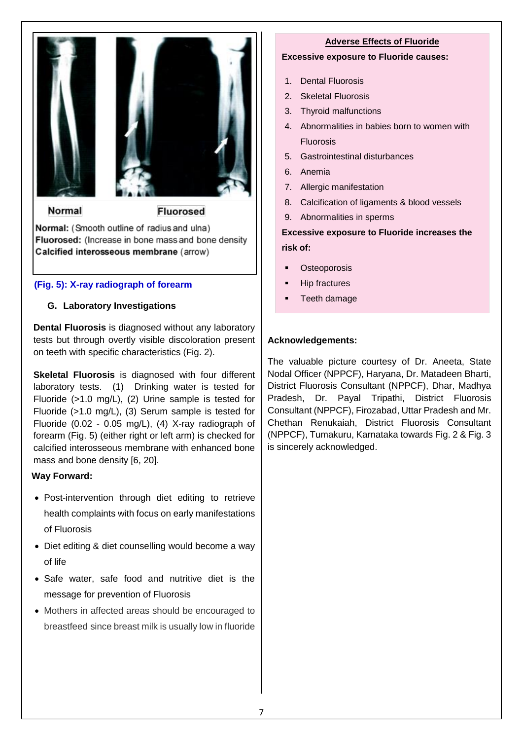Normal Fluorosed

**Normal:** (Smooth outline of radius and ulna)
**Fluorosed:** (Increase in bone mass and bone density
**Calcified interosseous membrane** (arrow)

**(Fig. 5): X-ray radiograph of forearm**

### G. Laboratory Investigations

**Dental Fluorosis** is diagnosed without any laboratory tests but through overtly visible discoloration present on teeth with specific characteristics (Fig. 2).

**Skeletal Fluorosis** is diagnosed with four different laboratory tests. (1) Drinking water is tested for Fluoride (>1.0 mg/L), (2) Urine sample is tested for Fluoride (>1.0 mg/L), (3) Serum sample is tested for Fluoride (0.02 - 0.05 mg/L), (4) X-ray radiograph of forearm (Fig. 5) (either right or left arm) is checked for calcified interosseous membrane with enhanced bone mass and bone density [6, 20].

**Way Forward:**

- Post-intervention through diet editing to retrieve health complaints with focus on early manifestations of Fluorosis
- Diet editing & diet counselling would become a way of life
- Safe water, safe food and nutritive diet is the message for prevention of Fluorosis
- Mothers in affected areas should be encouraged to breastfeed since breast milk is usually low in fluoride

**Adverse Effects of Fluoride**

**Excessive exposure to Fluoride causes:**

1. Dental Fluorosis
2. Skeletal Fluorosis
3. Thyroid malfunctions
4. Abnormalities in babies born to women with Fluorosis
5. Gastrointestinal disturbances
6. Anemia
7. Allergic manifestation
8. Calcification of ligaments & blood vessels
9. Abnormalities in sperms

**Excessive exposure to Fluoride increases the risk of:**

- Osteoporosis
- Hip fractures
- Teeth damage

**Acknowledgements:**

The valuable picture courtesy of Dr. Aneeta, State Nodal Officer (NPPCF), Haryana, Dr. Matadeen Bharti, District Fluorosis Consultant (NPPCF), Dhar, Madhya Pradesh, Dr. Payal Tripathi, District Fluorosis Consultant (NPPCF), Firozabad, Uttar Pradesh and Mr. Chethan Renukaiah, District Fluorosis Consultant (NPPCF), Tumakuru, Karnataka towards Fig. 2 & Fig. 3 is sincerely acknowledged.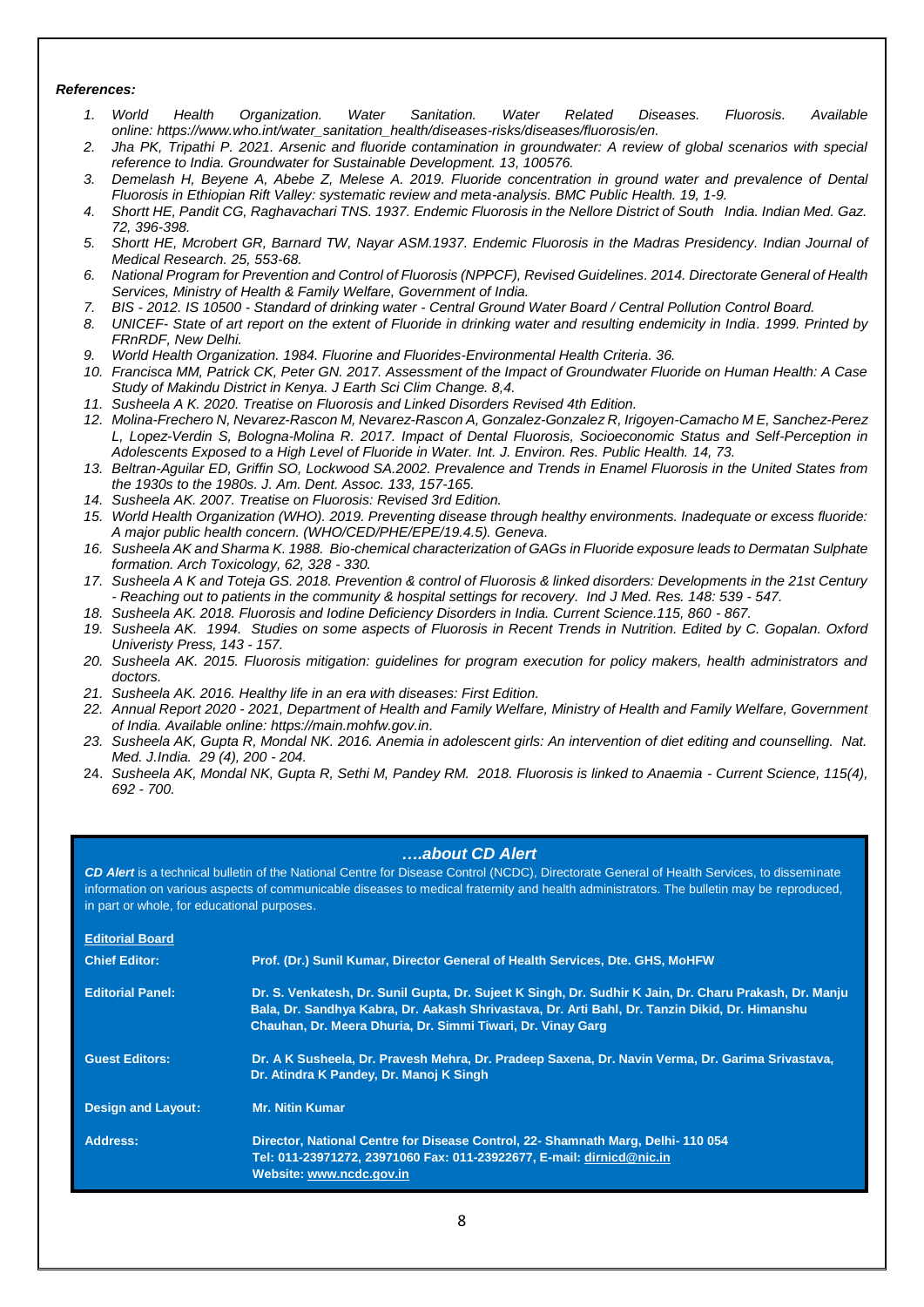***References:***

1. *World Health Organization. Water Sanitation. Water Related Diseases. Fluorosis. Available online: https://www.who.int/water_sanitation_health/diseases-risks/diseases/fluorosis/en.*
2. *Jha PK, Tripathi P. 2021. Arsenic and fluoride contamination in groundwater: A review of global scenarios with special reference to India. Groundwater for Sustainable Development. 13, 100576.*
3. *Demelash H, Beyene A, Abebe Z, Melese A. 2019. Fluoride concentration in ground water and prevalence of Dental Fluorosis in Ethiopian Rift Valley: systematic review and meta-analysis. BMC Public Health. 19, 1-9.*
4. *Shortt HE, Pandit CG, Raghavachari TNS. 1937. Endemic Fluorosis in the Nellore District of South India. Indian Med. Gaz. 72, 396-398.*
5. *Shortt HE, Mcrobert GR, Barnard TW, Nayar ASM.1937. Endemic Fluorosis in the Madras Presidency. Indian Journal of Medical Research. 25, 553-68.*
6. *National Program for Prevention and Control of Fluorosis (NPPCF), Revised Guidelines. 2014. Directorate General of Health Services, Ministry of Health & Family Welfare, Government of India.*
7. *BIS - 2012. IS 10500 - Standard of drinking water - Central Ground Water Board / Central Pollution Control Board.*
8. *UNICEF- State of art report on the extent of Fluoride in drinking water and resulting endemicity in India. 1999. Printed by FRnRDF, New Delhi.*
9. *World Health Organization. 1984. Fluorine and Fluorides-Environmental Health Criteria. 36.*
10. *Francisca MM, Patrick CK, Peter GN. 2017. Assessment of the Impact of Groundwater Fluoride on Human Health: A Case Study of Makindu District in Kenya. J Earth Sci Clim Change. 8,4.*
11. *Susheela A K. 2020. Treatise on Fluorosis and Linked Disorders Revised 4th Edition.*
12. *Molina-Frechero N, Nevarez-Rascon M, Nevarez-Rascon A, Gonzalez-Gonzalez R, Irigoyen-Camacho M E, Sanchez-Perez L, Lopez-Verdin S, Bologna-Molina R. 2017. Impact of Dental Fluorosis, Socioeconomic Status and Self-Perception in Adolescents Exposed to a High Level of Fluoride in Water. Int. J. Environ. Res. Public Health. 14, 73.*
13. *Beltran-Aguilar ED, Griffin SO, Lockwood SA.2002. Prevalence and Trends in Enamel Fluorosis in the United States from the 1930s to the 1980s. J. Am. Dent. Assoc. 133, 157-165.*
14. *Susheela AK. 2007. Treatise on Fluorosis: Revised 3rd Edition.*
15. *World Health Organization (WHO). 2019. Preventing disease through healthy environments. Inadequate or excess fluoride: A major public health concern. (WHO/CED/PHE/EPE/19.4.5). Geneva.*
16. *Susheela AK and Sharma K. 1988. Bio-chemical characterization of GAGs in Fluoride exposure leads to Dermatan Sulphate formation. Arch Toxicology, 62, 328 - 330.*
17. *Susheela A K and Toteja GS. 2018. Prevention & control of Fluorosis & linked disorders: Developments in the 21st Century - Reaching out to patients in the community & hospital settings for recovery. Ind J Med. Res. 148: 539 - 547.*
18. *Susheela AK. 2018. Fluorosis and Iodine Deficiency Disorders in India. Current Science.115, 860 - 867.*
19. *Susheela AK. 1994. Studies on some aspects of Fluorosis in Recent Trends in Nutrition. Edited by C. Gopalan. Oxford Univeristy Press, 143 - 157.*
20. *Susheela AK. 2015. Fluorosis mitigation: guidelines for program execution for policy makers, health administrators and doctors.*
21. *Susheela AK. 2016. Healthy life in an era with diseases: First Edition.*
22. *Annual Report 2020 - 2021, Department of Health and Family Welfare, Ministry of Health and Family Welfare, Government of India. Available online: https://main.mohfw.gov.in.*
23. *Susheela AK, Gupta R, Mondal NK. 2016. Anemia in adolescent girls: An intervention of diet editing and counselling. Nat. Med. J.India. 29 (4), 200 - 204.*
24. *Susheela AK, Mondal NK, Gupta R, Sethi M, Pandey RM. 2018. Fluorosis is linked to Anaemia - Current Science, 115(4), 692 - 700.*

***….about CD Alert***

***CD Alert*** is a technical bulletin of the National Centre for Disease Control (NCDC), Directorate General of Health Services, to disseminate information on various aspects of communicable diseases to medical fraternity and health administrators. The bulletin may be reproduced, in part or whole, for educational purposes.

**Editorial Board**

| | |
|---|---|
| **Chief Editor:** | **Prof. (Dr.) Sunil Kumar, Director General of Health Services, Dte. GHS, MoHFW** |
| **Editorial Panel:** | **Dr. S. Venkatesh, Dr. Sunil Gupta, Dr. Sujeet K Singh, Dr. Sudhir K Jain, Dr. Charu Prakash, Dr. Manju Bala, Dr. Sandhya Kabra, Dr. Aakash Shrivastava, Dr. Arti Bahl, Dr. Tanzin Dikid, Dr. Himanshu Chauhan, Dr. Meera Dhuria, Dr. Simmi Tiwari, Dr. Vinay Garg** |
| **Guest Editors:** | **Dr. A K Susheela, Dr. Pravesh Mehra, Dr. Pradeep Saxena, Dr. Navin Verma, Dr. Garima Srivastava, Dr. Atindra K Pandey, Dr. Manoj K Singh** |
| **Design and Layout:** | **Mr. Nitin Kumar** |
| **Address:** | **Director, National Centre for Disease Control, 22- Shamnath Marg, Delhi- 110 054<br>Tel: 011-23971272, 23971060 Fax: 011-23922677, E-mail: dirnicd@nic.in<br>Website: www.ncdc.gov.in** |